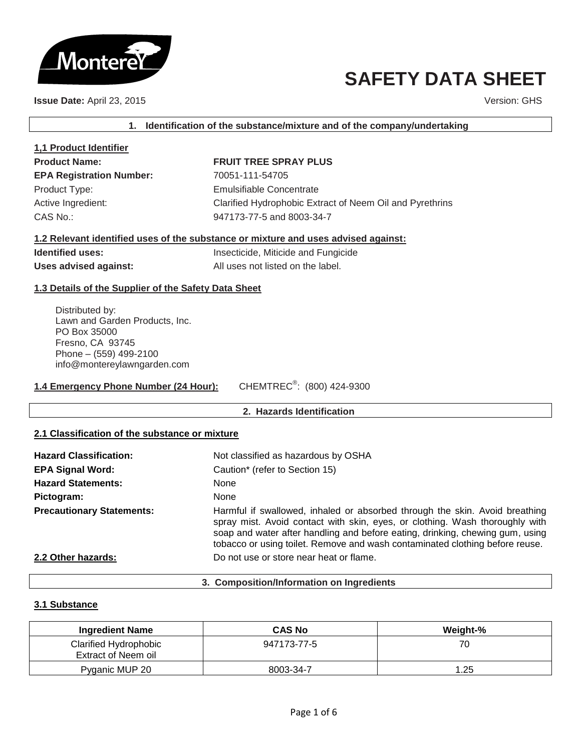Monterey

# SAFETY DATA SHEET

**Issue Date:** April 23, 2015

Version: GHS

## 1. Identification of the substance/mixture and of the company/undertaking

### 1,1 Product Identifier

**Product Name:** **FRUIT TREE SPRAY PLUS**

**EPA Registration Number:** 70051-111-54705

Product Type: Emulsifiable Concentrate

Active Ingredient: Clarified Hydrophobic Extract of Neem Oil and Pyrethrins

CAS No.: 947173-77-5 and 8003-34-7

### 1.2 Relevant identified uses of the substance or mixture and uses advised against:

**Identified uses:** Insecticide, Miticide and Fungicide

**Uses advised against:** All uses not listed on the label.

### 1.3 Details of the Supplier of the Safety Data Sheet

Distributed by:
Lawn and Garden Products, Inc.
PO Box 35000
Fresno, CA 93745
Phone – (559) 499-2100
info@montereylawngarden.com

**1.4 Emergency Phone Number (24 Hour):** CHEMTREC®: (800) 424-9300

## 2. Hazards Identification

### 2.1 Classification of the substance or mixture

**Hazard Classification:** Not classified as hazardous by OSHA

**EPA Signal Word:** Caution* (refer to Section 15)

**Hazard Statements:** None

**Pictogram:** None

**Precautionary Statements:** Harmful if swallowed, inhaled or absorbed through the skin. Avoid breathing spray mist. Avoid contact with skin, eyes, or clothing. Wash thoroughly with soap and water after handling and before eating, drinking, chewing gum, using tobacco or using toilet. Remove and wash contaminated clothing before reuse.

**2.2 Other hazards:** Do not use or store near heat or flame.

## 3. Composition/Information on Ingredients

### 3.1 Substance

| Ingredient Name | CAS No | Weight-% |
| --- | --- | --- |
| Clarified Hydrophobic Extract of Neem oil | 947173-77-5 | 70 |
| Pyganic MUP 20 | 8003-34-7 | 1.25 |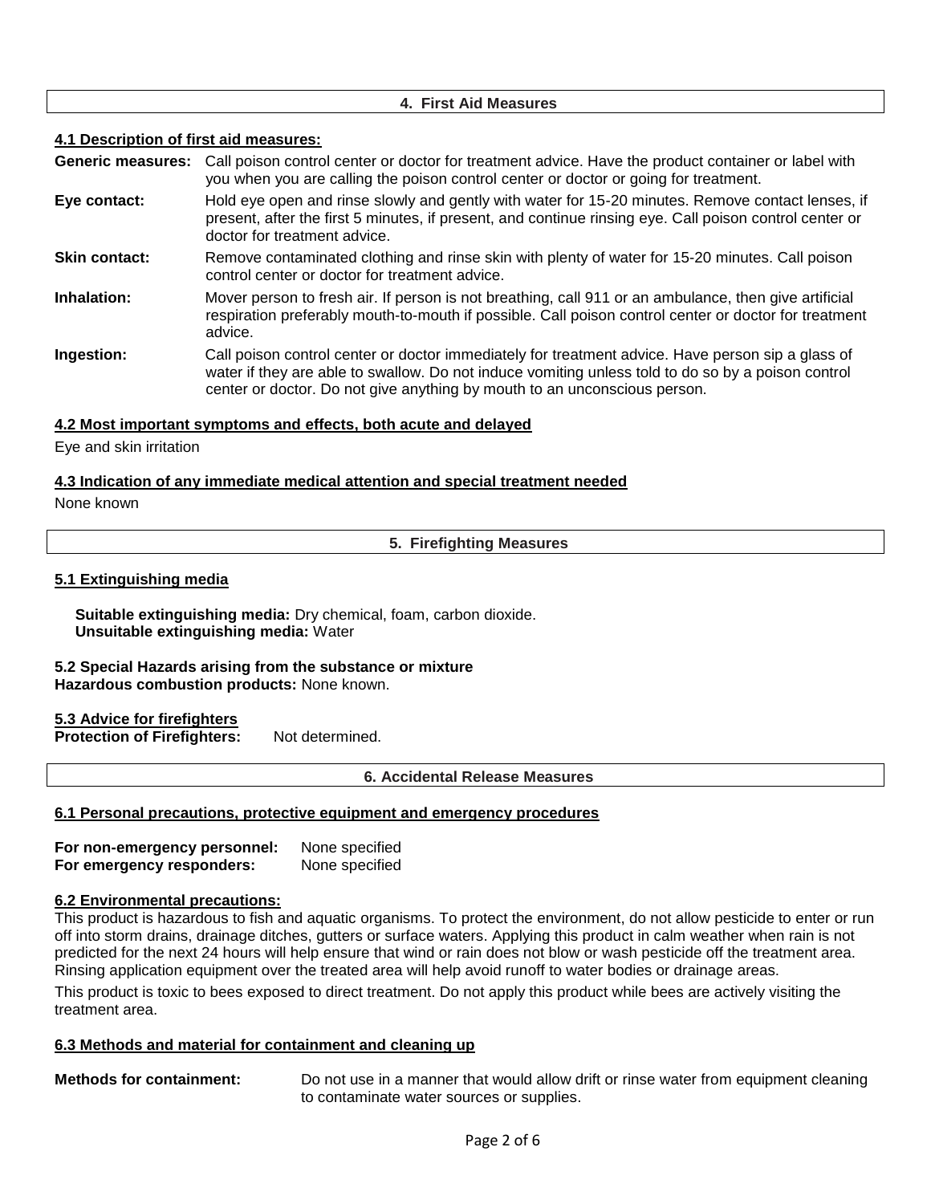## 4. First Aid Measures

### 4.1 Description of first aid measures:

**Generic measures:** Call poison control center or doctor for treatment advice. Have the product container or label with you when you are calling the poison control center or doctor or going for treatment.

**Eye contact:** Hold eye open and rinse slowly and gently with water for 15-20 minutes. Remove contact lenses, if present, after the first 5 minutes, if present, and continue rinsing eye. Call poison control center or doctor for treatment advice.

**Skin contact:** Remove contaminated clothing and rinse skin with plenty of water for 15-20 minutes. Call poison control center or doctor for treatment advice.

**Inhalation:** Mover person to fresh air. If person is not breathing, call 911 or an ambulance, then give artificial respiration preferably mouth-to-mouth if possible. Call poison control center or doctor for treatment advice.

**Ingestion:** Call poison control center or doctor immediately for treatment advice. Have person sip a glass of water if they are able to swallow. Do not induce vomiting unless told to do so by a poison control center or doctor. Do not give anything by mouth to an unconscious person.

### 4.2 Most important symptoms and effects, both acute and delayed

Eye and skin irritation

### 4.3 Indication of any immediate medical attention and special treatment needed

None known

## 5. Firefighting Measures

### 5.1 Extinguishing media

**Suitable extinguishing media:** Dry chemical, foam, carbon dioxide.
**Unsuitable extinguishing media:** Water

### 5.2 Special Hazards arising from the substance or mixture

**Hazardous combustion products:** None known.

### 5.3 Advice for firefighters

**Protection of Firefighters:** Not determined.

## 6. Accidental Release Measures

### 6.1 Personal precautions, protective equipment and emergency procedures

**For non-emergency personnel:** None specified
**For emergency responders:** None specified

### 6.2 Environmental precautions:

This product is hazardous to fish and aquatic organisms. To protect the environment, do not allow pesticide to enter or run off into storm drains, drainage ditches, gutters or surface waters. Applying this product in calm weather when rain is not predicted for the next 24 hours will help ensure that wind or rain does not blow or wash pesticide off the treatment area. Rinsing application equipment over the treated area will help avoid runoff to water bodies or drainage areas.

This product is toxic to bees exposed to direct treatment. Do not apply this product while bees are actively visiting the treatment area.

### 6.3 Methods and material for containment and cleaning up

**Methods for containment:** Do not use in a manner that would allow drift or rinse water from equipment cleaning to contaminate water sources or supplies.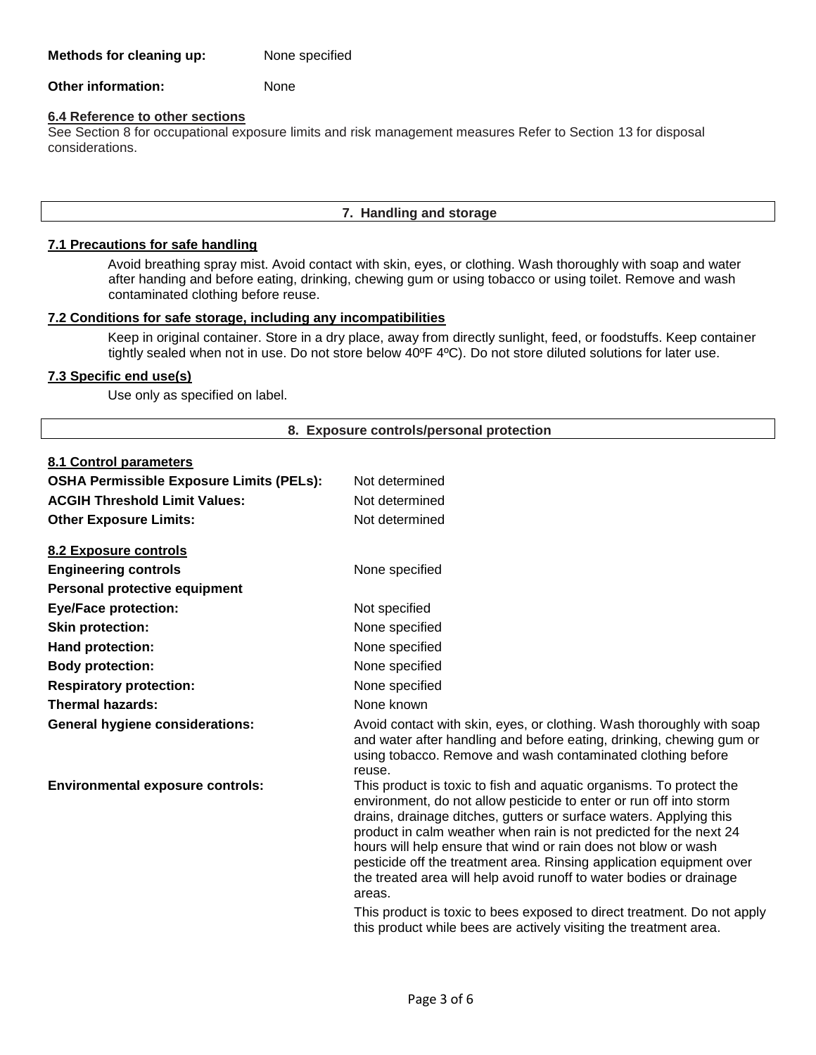**Methods for cleaning up:** None specified

**Other information:** None

**6.4 Reference to other sections**

See Section 8 for occupational exposure limits and risk management measures Refer to Section 13 for disposal considerations.

## 7. Handling and storage

**7.1 Precautions for safe handling**

Avoid breathing spray mist. Avoid contact with skin, eyes, or clothing. Wash thoroughly with soap and water after handing and before eating, drinking, chewing gum or using tobacco or using toilet. Remove and wash contaminated clothing before reuse.

**7.2 Conditions for safe storage, including any incompatibilities**

Keep in original container. Store in a dry place, away from directly sunlight, feed, or foodstuffs. Keep container tightly sealed when not in use. Do not store below 40ºF 4ºC). Do not store diluted solutions for later use.

**7.3 Specific end use(s)**

Use only as specified on label.

## 8. Exposure controls/personal protection

**8.1 Control parameters**

**OSHA Permissible Exposure Limits (PELs):** Not determined

**ACGIH Threshold Limit Values:** Not determined

**Other Exposure Limits:** Not determined

**8.2 Exposure controls**

**Engineering controls** None specified

**Personal protective equipment**

**Eye/Face protection:** Not specified

**Skin protection:** None specified

**Hand protection:** None specified

**Body protection:** None specified

**Respiratory protection:** None specified

**Thermal hazards:** None known

**General hygiene considerations:** Avoid contact with skin, eyes, or clothing. Wash thoroughly with soap and water after handling and before eating, drinking, chewing gum or using tobacco. Remove and wash contaminated clothing before reuse.

**Environmental exposure controls:** This product is toxic to fish and aquatic organisms. To protect the environment, do not allow pesticide to enter or run off into storm drains, drainage ditches, gutters or surface waters. Applying this product in calm weather when rain is not predicted for the next 24 hours will help ensure that wind or rain does not blow or wash pesticide off the treatment area. Rinsing application equipment over the treated area will help avoid runoff to water bodies or drainage areas.

This product is toxic to bees exposed to direct treatment. Do not apply this product while bees are actively visiting the treatment area.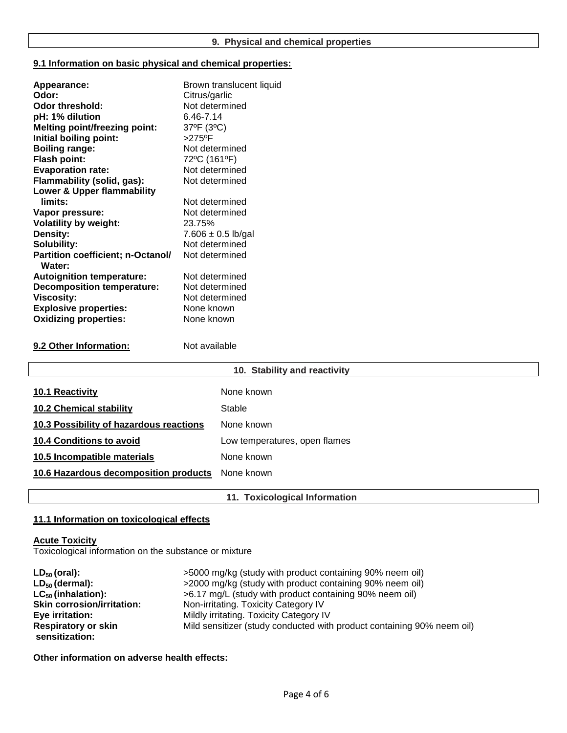## 9. Physical and chemical properties

### 9.1 Information on basic physical and chemical properties:

| Property | Value |
|---|---|
| **Appearance:** | Brown translucent liquid |
| **Odor:** | Citrus/garlic |
| **Odor threshold:** | Not determined |
| **pH: 1% dilution** | 6.46-7.14 |
| **Melting point/freezing point:** | 37ºF (3ºC) |
| **Initial boiling point:** | >275ºF |
| **Boiling range:** | Not determined |
| **Flash point:** | 72ºC (161ºF) |
| **Evaporation rate:** | Not determined |
| **Flammability (solid, gas):** | Not determined |
| **Lower & Upper flammability limits:** | Not determined |
| **Vapor pressure:** | Not determined |
| **Volatility by weight:** | 23.75% |
| **Density:** | 7.606 ± 0.5 lb/gal |
| **Solubility:** | Not determined |
| **Partition coefficient; n-Octanol/ Water:** | Not determined |
| **Autoignition temperature:** | Not determined |
| **Decomposition temperature:** | Not determined |
| **Viscosity:** | Not determined |
| **Explosive properties:** | None known |
| **Oxidizing properties:** | None known |

**9.2 Other Information:** Not available

## 10. Stability and reactivity

| Item | Value |
|---|---|
| **10.1 Reactivity** | None known |
| **10.2 Chemical stability** | Stable |
| **10.3 Possibility of hazardous reactions** | None known |
| **10.4 Conditions to avoid** | Low temperatures, open flames |
| **10.5 Incompatible materials** | None known |
| **10.6 Hazardous decomposition products** | None known |

## 11. Toxicological Information

### 11.1 Information on toxicological effects

**Acute Toxicity**

Toxicological information on the substance or mixture

| Test | Result |
|---|---|
| **$LD_{50}$ (oral):** | >5000 mg/kg (study with product containing 90% neem oil) |
| **$LD_{50}$ (dermal):** | >2000 mg/kg (study with product containing 90% neem oil) |
| **$LC_{50}$ (inhalation):** | >6.17 mg/L (study with product containing 90% neem oil) |
| **Skin corrosion/irritation:** | Non-irritating. Toxicity Category IV |
| **Eye irritation:** | Mildly irritating. Toxicity Category IV |
| **Respiratory or skin sensitization:** | Mild sensitizer (study conducted with product containing 90% neem oil) |

**Other information on adverse health effects:**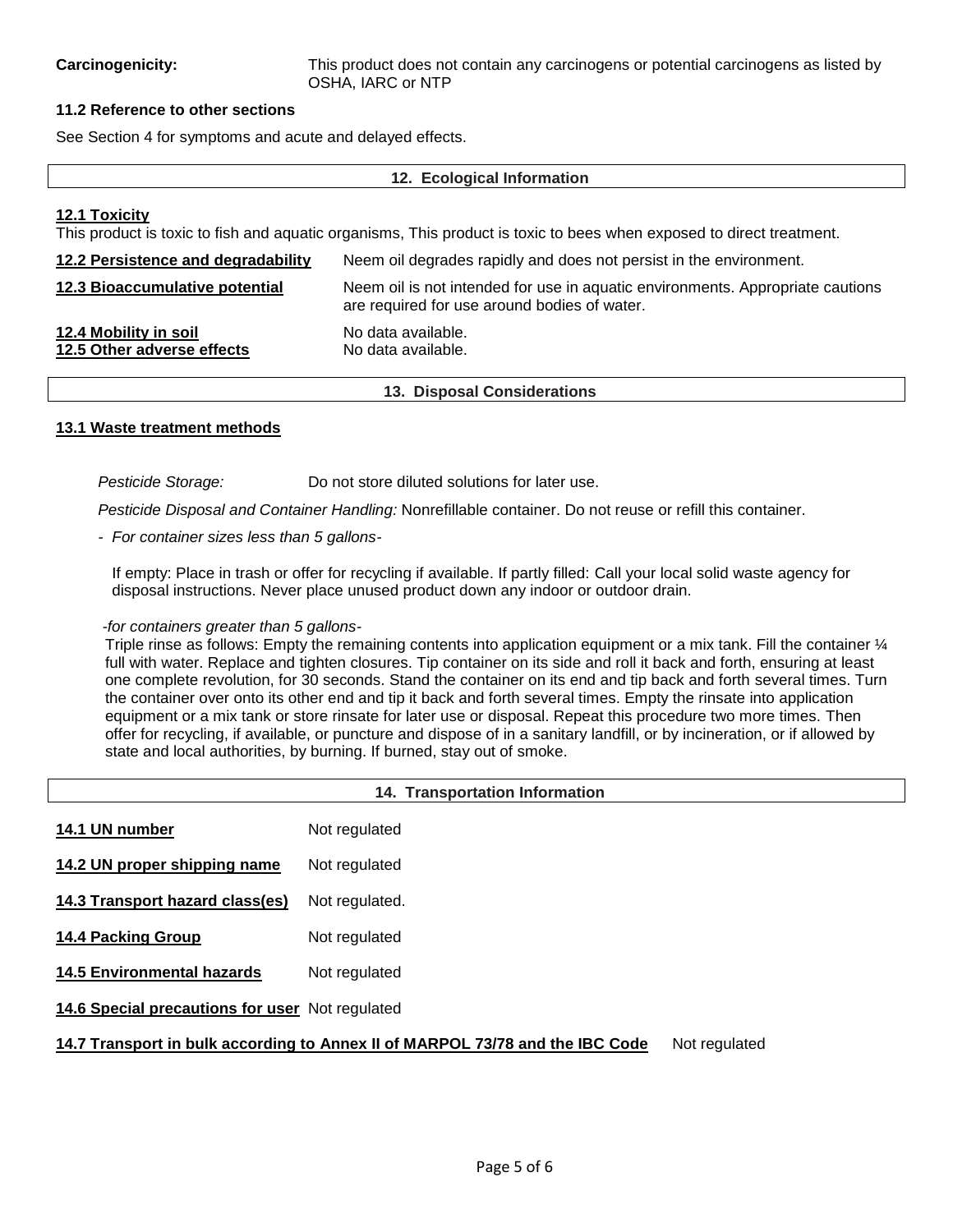**Carcinogenicity:** This product does not contain any carcinogens or potential carcinogens as listed by OSHA, IARC or NTP

**11.2 Reference to other sections**

See Section 4 for symptoms and acute and delayed effects.

## 12. Ecological Information

**12.1 Toxicity**

This product is toxic to fish and aquatic organisms, This product is toxic to bees when exposed to direct treatment.

**12.2 Persistence and degradability** Neem oil degrades rapidly and does not persist in the environment.

**12.3 Bioaccumulative potential** Neem oil is not intended for use in aquatic environments. Appropriate cautions are required for use around bodies of water.

**12.4 Mobility in soil** No data available.

**12.5 Other adverse effects** No data available.

## 13. Disposal Considerations

**13.1 Waste treatment methods**

*Pesticide Storage:* Do not store diluted solutions for later use.

*Pesticide Disposal and Container Handling:* Nonrefillable container. Do not reuse or refill this container.

- *For container sizes less than 5 gallons-*

If empty: Place in trash or offer for recycling if available. If partly filled: Call your local solid waste agency for disposal instructions. Never place unused product down any indoor or outdoor drain.

*-for containers greater than 5 gallons-*

Triple rinse as follows: Empty the remaining contents into application equipment or a mix tank. Fill the container ¼ full with water. Replace and tighten closures. Tip container on its side and roll it back and forth, ensuring at least one complete revolution, for 30 seconds. Stand the container on its end and tip back and forth several times. Turn the container over onto its other end and tip it back and forth several times. Empty the rinsate into application equipment or a mix tank or store rinsate for later use or disposal. Repeat this procedure two more times. Then offer for recycling, if available, or puncture and dispose of in a sanitary landfill, or by incineration, or if allowed by state and local authorities, by burning. If burned, stay out of smoke.

## 14. Transportation Information

**14.1 UN number** Not regulated

**14.2 UN proper shipping name** Not regulated

**14.3 Transport hazard class(es)** Not regulated.

**14.4 Packing Group** Not regulated

**14.5 Environmental hazards** Not regulated

**14.6 Special precautions for user** Not regulated

**14.7 Transport in bulk according to Annex II of MARPOL 73/78 and the IBC Code** Not regulated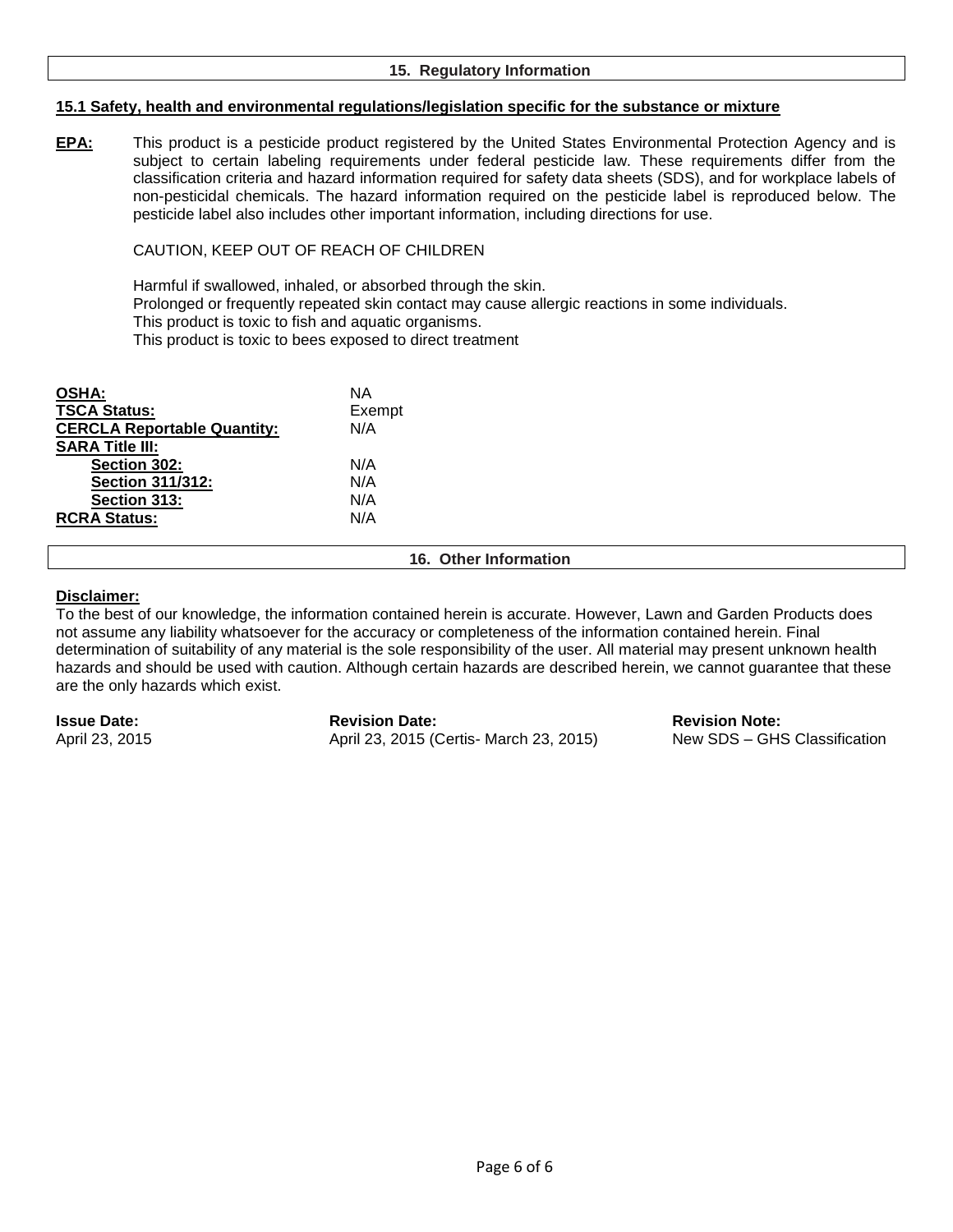## 15. Regulatory Information

**15.1 Safety, health and environmental regulations/legislation specific for the substance or mixture**

**EPA:** This product is a pesticide product registered by the United States Environmental Protection Agency and is subject to certain labeling requirements under federal pesticide law. These requirements differ from the classification criteria and hazard information required for safety data sheets (SDS), and for workplace labels of non-pesticidal chemicals. The hazard information required on the pesticide label is reproduced below. The pesticide label also includes other important information, including directions for use.

CAUTION, KEEP OUT OF REACH OF CHILDREN

Harmful if swallowed, inhaled, or absorbed through the skin.
Prolonged or frequently repeated skin contact may cause allergic reactions in some individuals.
This product is toxic to fish and aquatic organisms.
This product is toxic to bees exposed to direct treatment

| | |
|---|---|
| **OSHA:** | NA |
| **TSCA Status:** | Exempt |
| **CERCLA Reportable Quantity:** | N/A |
| **SARA Title III:** | |
| **Section 302:** | N/A |
| **Section 311/312:** | N/A |
| **Section 313:** | N/A |
| **RCRA Status:** | N/A |

## 16. Other Information

**Disclaimer:**
To the best of our knowledge, the information contained herein is accurate. However, Lawn and Garden Products does not assume any liability whatsoever for the accuracy or completeness of the information contained herein. Final determination of suitability of any material is the sole responsibility of the user. All material may present unknown health hazards and should be used with caution. Although certain hazards are described herein, we cannot guarantee that these are the only hazards which exist.

| **Issue Date:** | **Revision Date:** | **Revision Note:** |
|---|---|---|
| April 23, 2015 | April 23, 2015 (Certis- March 23, 2015) | New SDS – GHS Classification |